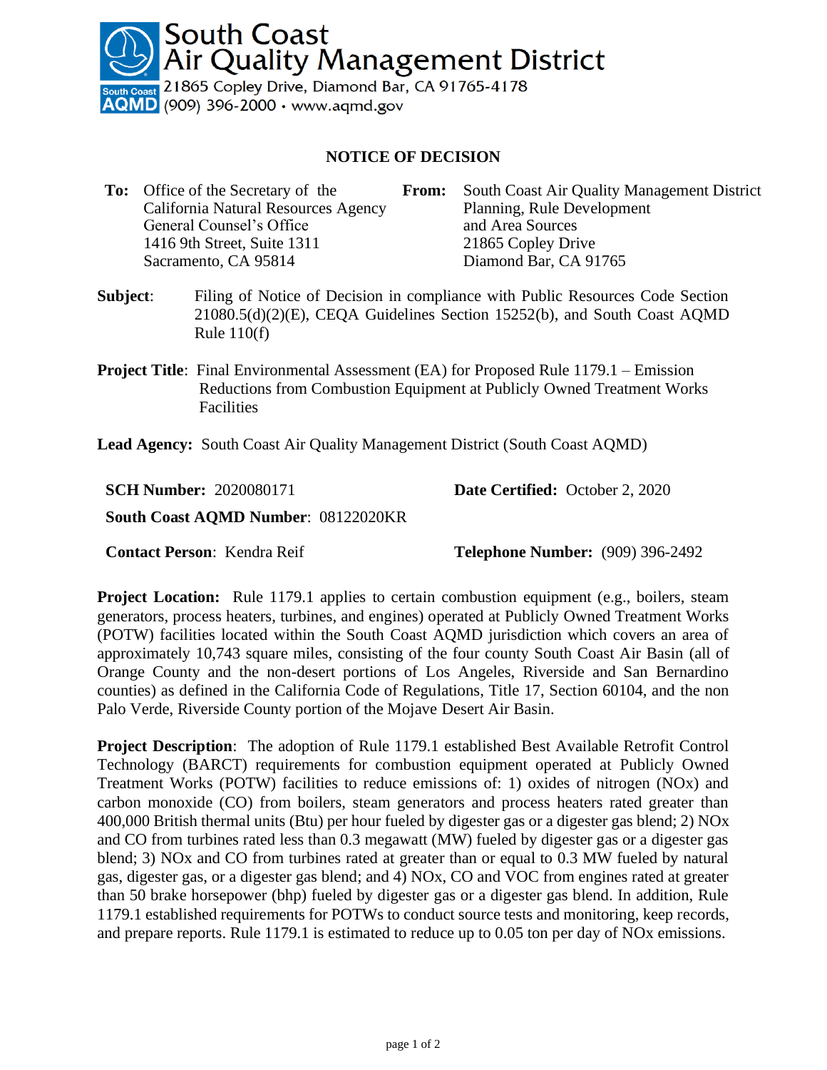South Coast
Air Quality Management District
21865 Copley Drive, Diamond Bar, CA 91765-4178
(909) 396-2000 · www.aqmd.gov

# NOTICE OF DECISION

**To:** Office of the Secretary of the California Natural Resources Agency
General Counsel's Office
1416 9th Street, Suite 1311
Sacramento, CA 95814

**From:** South Coast Air Quality Management District
Planning, Rule Development and Area Sources
21865 Copley Drive
Diamond Bar, CA 91765

**Subject**: Filing of Notice of Decision in compliance with Public Resources Code Section 21080.5(d)(2)(E), CEQA Guidelines Section 15252(b), and South Coast AQMD Rule 110(f)

**Project Title**: Final Environmental Assessment (EA) for Proposed Rule 1179.1 – Emission Reductions from Combustion Equipment at Publicly Owned Treatment Works Facilities

**Lead Agency:** South Coast Air Quality Management District (South Coast AQMD)

**SCH Number:** 2020080171

**Date Certified:** October 2, 2020

**South Coast AQMD Number**: 08122020KR

**Contact Person**: Kendra Reif

**Telephone Number:** (909) 396-2492

**Project Location:** Rule 1179.1 applies to certain combustion equipment (e.g., boilers, steam generators, process heaters, turbines, and engines) operated at Publicly Owned Treatment Works (POTW) facilities located within the South Coast AQMD jurisdiction which covers an area of approximately 10,743 square miles, consisting of the four county South Coast Air Basin (all of Orange County and the non-desert portions of Los Angeles, Riverside and San Bernardino counties) as defined in the California Code of Regulations, Title 17, Section 60104, and the non Palo Verde, Riverside County portion of the Mojave Desert Air Basin.

**Project Description**: The adoption of Rule 1179.1 established Best Available Retrofit Control Technology (BARCT) requirements for combustion equipment operated at Publicly Owned Treatment Works (POTW) facilities to reduce emissions of: 1) oxides of nitrogen (NOx) and carbon monoxide (CO) from boilers, steam generators and process heaters greater than 400,000 British thermal units (Btu) per hour fueled by digester gas or a digester gas blend; 2) NOx and CO from turbines rated less than 0.3 megawatt (MW) fueled by digester gas or a digester gas blend; 3) NOx and CO from turbines rated at greater than or equal to 0.3 MW fueled by natural gas, digester gas, or a digester gas blend; and 4) NOx, CO and VOC from engines rated at greater than 50 brake horsepower (bhp) fueled by digester gas or a digester gas blend. In addition, Rule 1179.1 established requirements for POTWs to conduct source tests and monitoring, keep records, and prepare reports. Rule 1179.1 is estimated to reduce up to 0.05 ton per day of NOx emissions.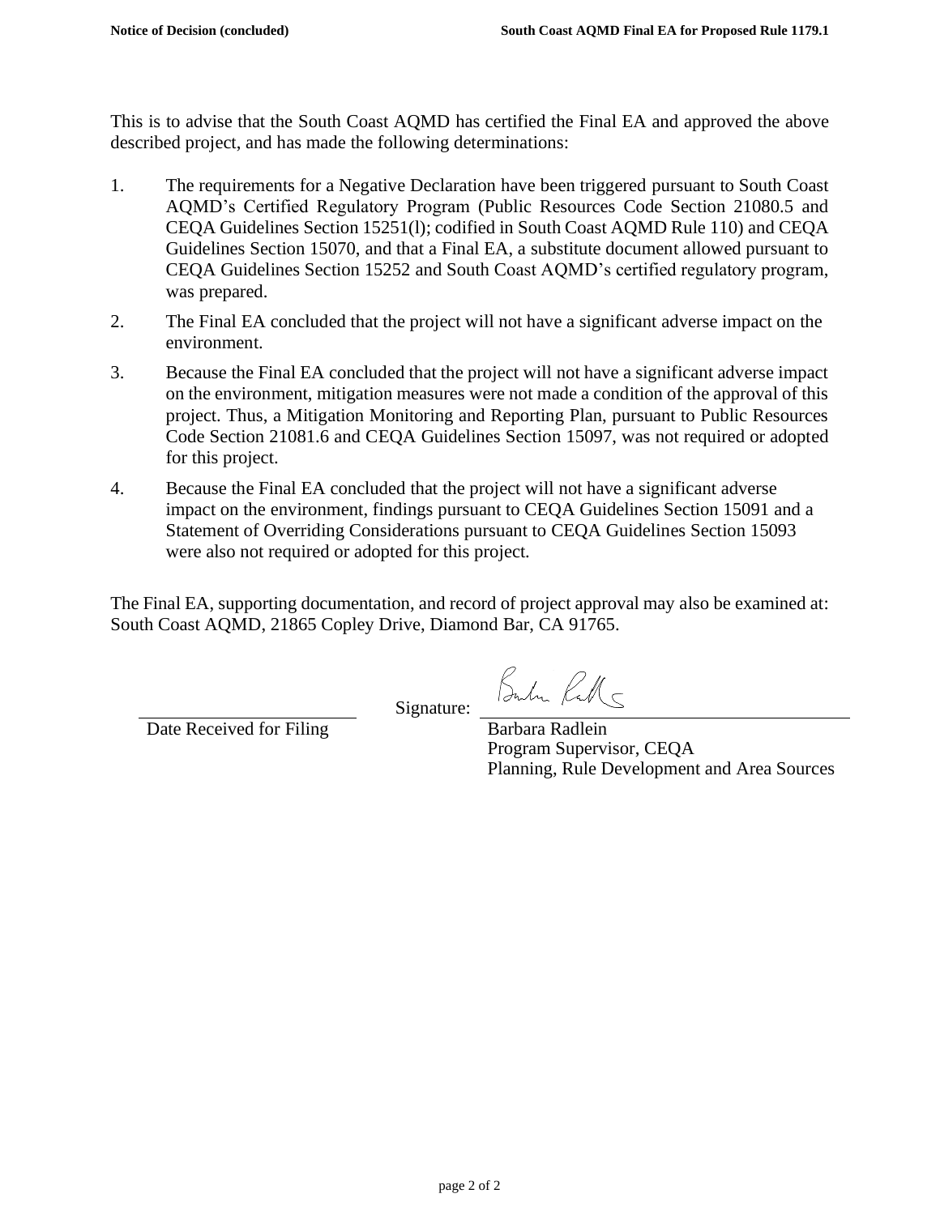This is to advise that the South Coast AQMD has certified the Final EA and approved the above described project, and has made the following determinations:

1. The requirements for a Negative Declaration have been triggered pursuant to South Coast AQMD's Certified Regulatory Program (Public Resources Code Section 21080.5 and CEQA Guidelines Section 15251(l); codified in South Coast AQMD Rule 110) and CEQA Guidelines Section 15070, and that a Final EA, a substitute document allowed pursuant to CEQA Guidelines Section 15252 and South Coast AQMD's certified regulatory program, was prepared.
2. The Final EA concluded that the project will not have a significant adverse impact on the environment.
3. Because the Final EA concluded that the project will not have a significant adverse impact on the environment, mitigation measures were not made a condition of the approval of this project. Thus, a Mitigation Monitoring and Reporting Plan, pursuant to Public Resources Code Section 21081.6 and CEQA Guidelines Section 15097, was not required or adopted for this project.
4. Because the Final EA concluded that the project will not have a significant adverse impact on the environment, findings pursuant to CEQA Guidelines Section 15091 and a Statement of Overriding Considerations pursuant to CEQA Guidelines Section 15093 were also not required or adopted for this project.

The Final EA, supporting documentation, and record of project approval may also be examined at: South Coast AQMD, 21865 Copley Drive, Diamond Bar, CA 91765.

Date Received for Filing

Signature:

Barbara Radlein
Program Supervisor, CEQA
Planning, Rule Development and Area Sources